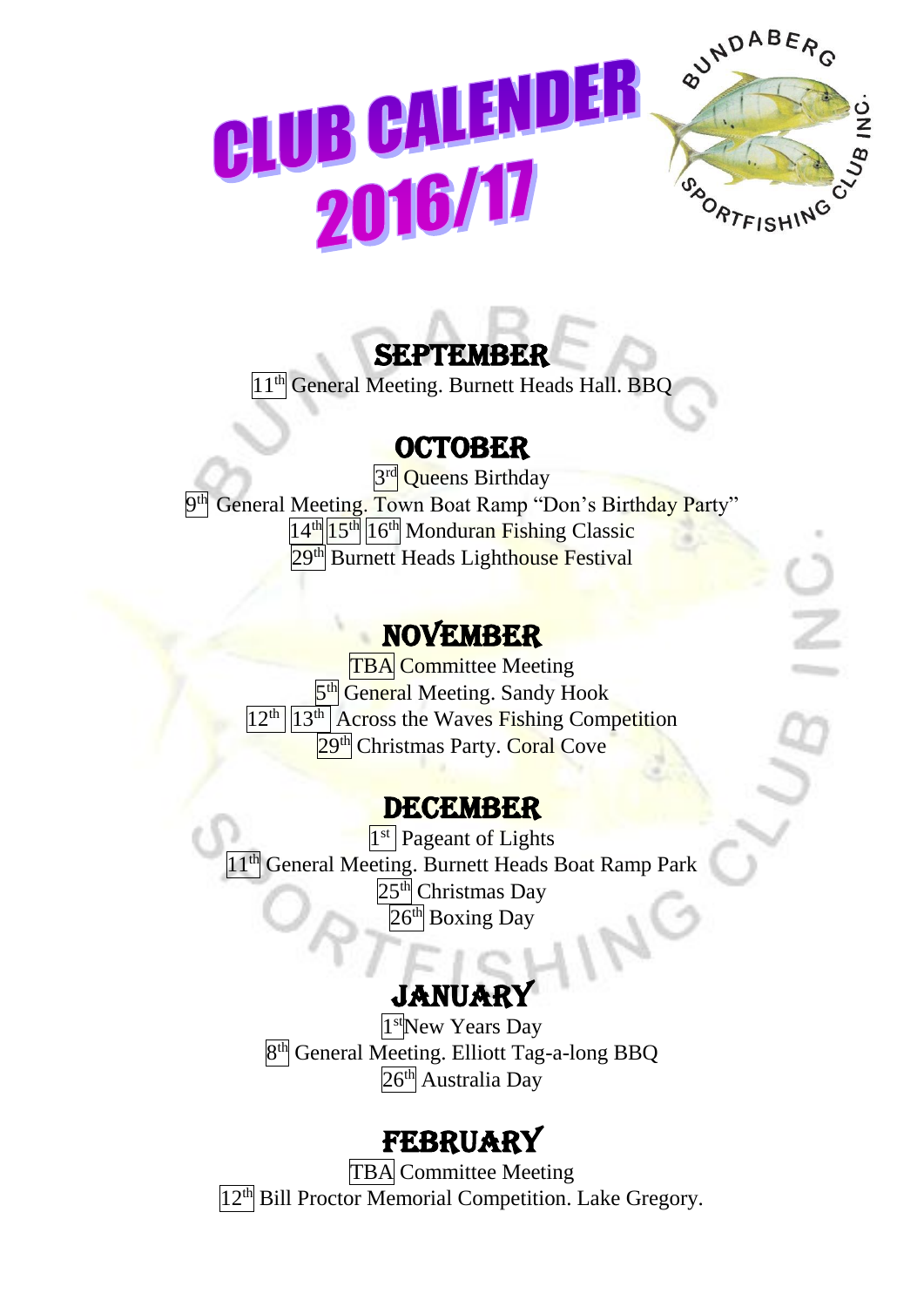# CLUB CALENDER 2016/17

BUNDABERG SPORTFISHING CLUB INC.

## SEPTEMBER

11th General Meeting. Burnett Heads Hall. BBQ

## OCTOBER

3rd Queens Birthday

9th General Meeting. Town Boat Ramp "Don's Birthday Party"

14th 15th 16th Monduran Fishing Classic

29th Burnett Heads Lighthouse Festival

## NOVEMBER

TBA Committee Meeting

5th General Meeting. Sandy Hook

12th 13th Across the Waves Fishing Competition

29th Christmas Party. Coral Cove

## DECEMBER

1st Pageant of Lights

11th General Meeting. Burnett Heads Boat Ramp Park

25th Christmas Day

26th Boxing Day

## JANUARY

1st New Years Day

8th General Meeting. Elliott Tag-a-long BBQ

26th Australia Day

## FEBRUARY

TBA Committee Meeting

12th Bill Proctor Memorial Competition. Lake Gregory.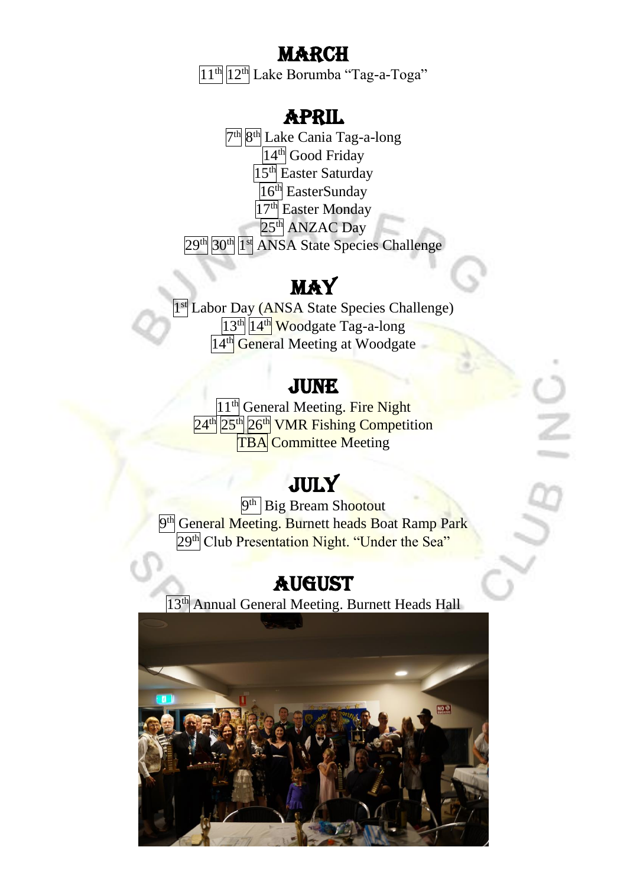## MARCH

11th 12th Lake Borumba "Tag-a-Toga"

## APRIL

7th 8th Lake Cania Tag-a-long

14th Good Friday

15th Easter Saturday

16th EasterSunday

17th Easter Monday

25th ANZAC Day

29th 30th 1st ANSA State Species Challenge

## MAY

1st Labor Day (ANSA State Species Challenge)

13th 14th Woodgate Tag-a-long

14th General Meeting at Woodgate

## JUNE

11th General Meeting. Fire Night

24th 25th 26th VMR Fishing Competition

TBA Committee Meeting

## JULY

9th Big Bream Shootout

9th General Meeting. Burnett heads Boat Ramp Park

29th Club Presentation Night. "Under the Sea"

## AUGUST

13th Annual General Meeting. Burnett Heads Hall